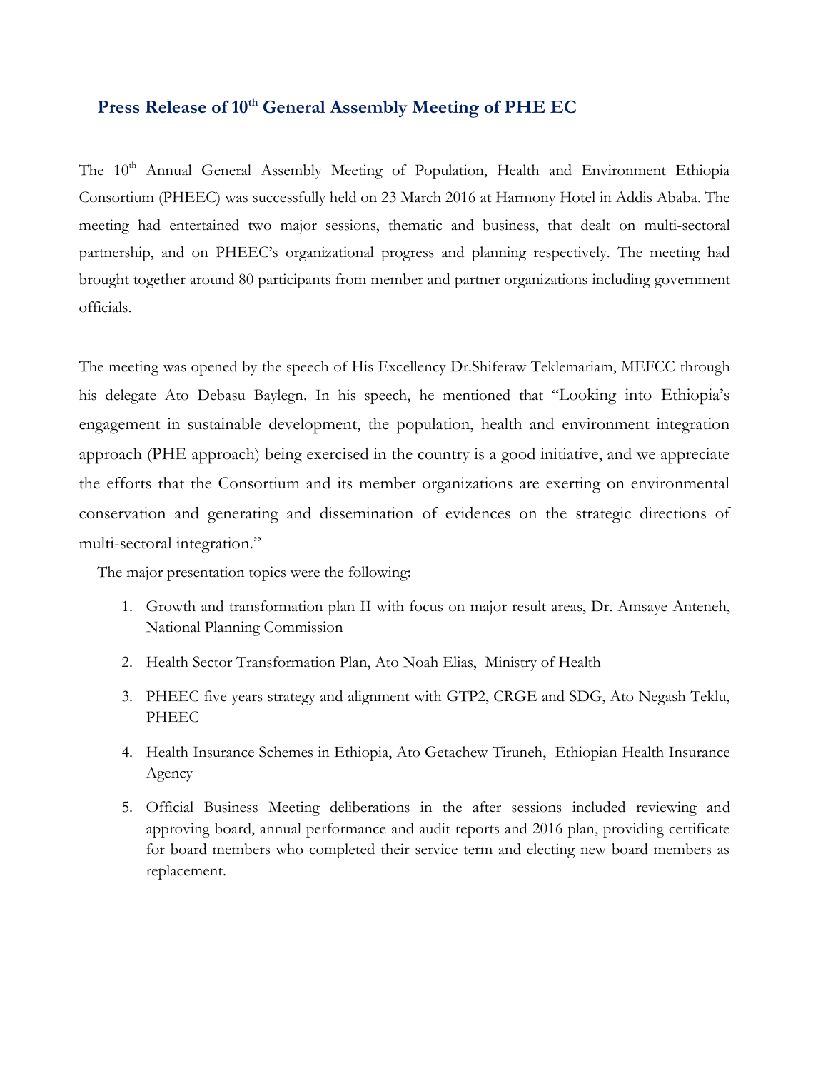# Press Release of 10th General Assembly Meeting of PHE EC

The 10th Annual General Assembly Meeting of Population, Health and Environment Ethiopia Consortium (PHEEC) was successfully held on 23 March 2016 at Harmony Hotel in Addis Ababa. The meeting had entertained two major sessions, thematic and business, that dealt on multi-sectoral partnership, and on PHEEC's organizational progress and planning respectively. The meeting had brought together around 80 participants from member and partner organizations including government officials.

The meeting was opened by the speech of His Excellency Dr.Shiferaw Teklemariam, MEFCC through his delegate Ato Debasu Baylegn. In his speech, he mentioned that "Looking into Ethiopia's engagement in sustainable development, the population, health and environment integration approach (PHE approach) being exercised in the country is a good initiative, and we appreciate the efforts that the Consortium and its member organizations are exerting on environmental conservation and generating and dissemination of evidences on the strategic directions of multi-sectoral integration."

The major presentation topics were the following:

1. Growth and transformation plan II with focus on major result areas, Dr. Amsaye Anteneh, National Planning Commission
2. Health Sector Transformation Plan, Ato Noah Elias, Ministry of Health
3. PHEEC five years strategy and alignment with GTP2, CRGE and SDG, Ato Negash Teklu, PHEEC
4. Health Insurance Schemes in Ethiopia, Ato Getachew Tiruneh, Ethiopian Health Insurance Agency
5. Official Business Meeting deliberations in the after sessions included reviewing and approving board, annual performance and audit reports and 2016 plan, providing certificate for board members who completed their service term and electing new board members as replacement.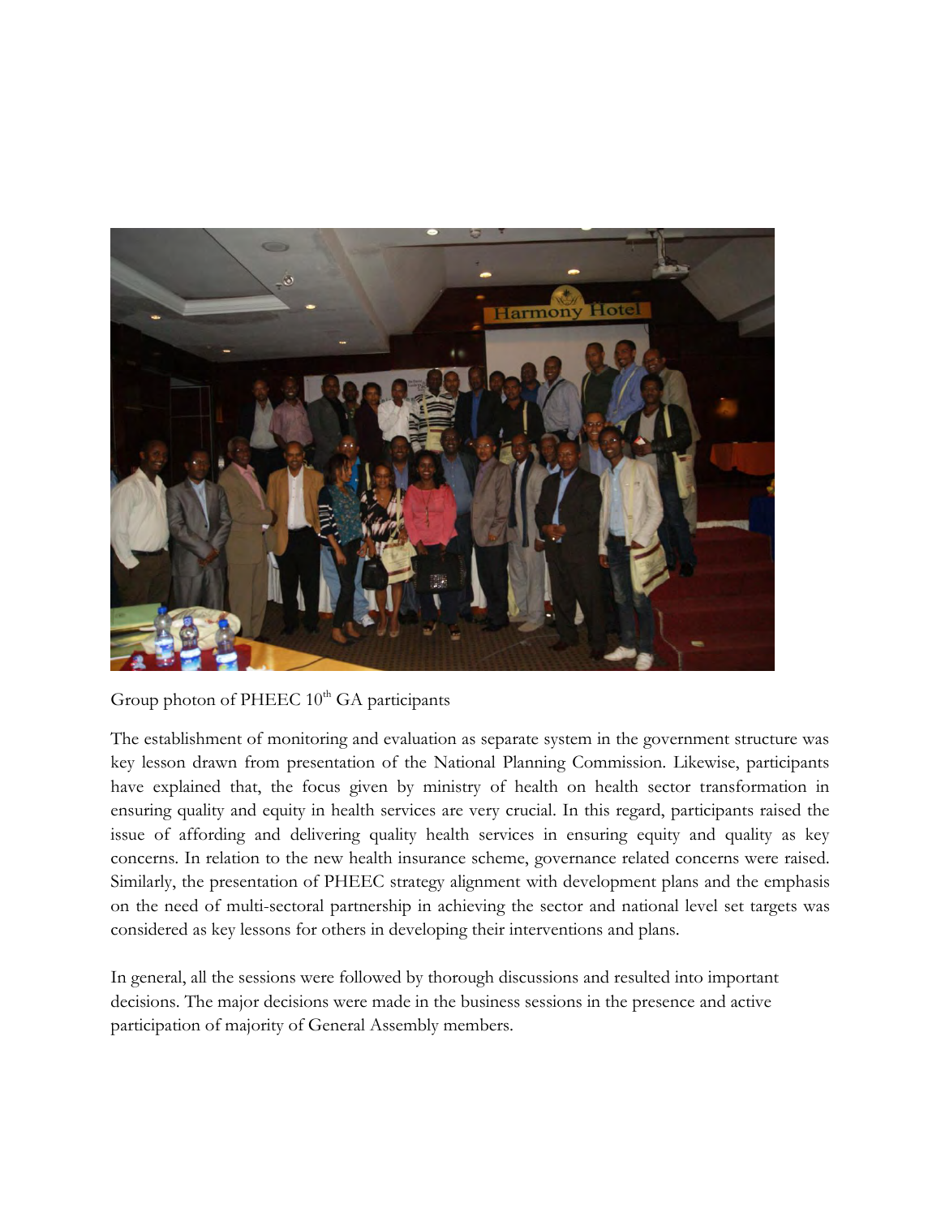Group photon of PHEEC 10th GA participants

The establishment of monitoring and evaluation as separate system in the government structure was key lesson drawn from presentation of the National Planning Commission. Likewise, participants have explained that, the focus given by ministry of health on health sector transformation in ensuring quality and equity in health services are very crucial. In this regard, participants raised the issue of affording and delivering quality health services in ensuring equity and quality as key concerns. In relation to the new health insurance scheme, governance related concerns were raised. Similarly, the presentation of PHEEC strategy alignment with development plans and the emphasis on the need of multi-sectoral partnership in achieving the sector and national level set targets was considered as key lessons for others in developing their interventions and plans.

In general, all the sessions were followed by thorough discussions and resulted into important decisions. The major decisions were made in the business sessions in the presence and active participation of majority of General Assembly members.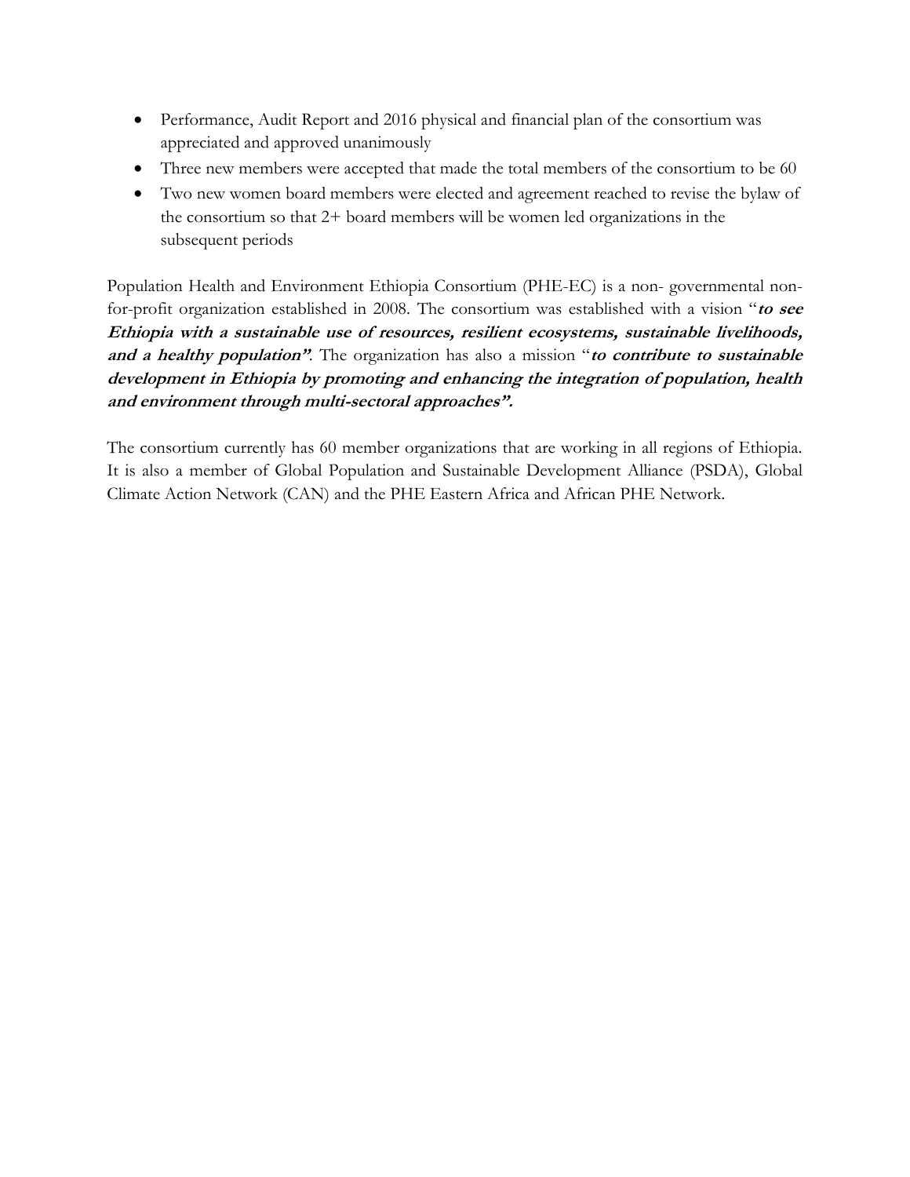- Performance, Audit Report and 2016 physical and financial plan of the consortium was appreciated and approved unanimously
- Three new members were accepted that made the total members of the consortium to be 60
- Two new women board members were elected and agreement reached to revise the bylaw of the consortium so that 2+ board members will be women led organizations in the subsequent periods

Population Health and Environment Ethiopia Consortium (PHE-EC) is a non- governmental non-for-profit organization established in 2008. The consortium was established with a vision "***to see Ethiopia with a sustainable use of resources, resilient ecosystems, sustainable livelihoods, and a healthy population"***. The organization has also a mission "***to contribute to sustainable development in Ethiopia by promoting and enhancing the integration of population, health and environment through multi-sectoral approaches".***

The consortium currently has 60 member organizations that are working in all regions of Ethiopia. It is also a member of Global Population and Sustainable Development Alliance (PSDA), Global Climate Action Network (CAN) and the PHE Eastern Africa and African PHE Network.